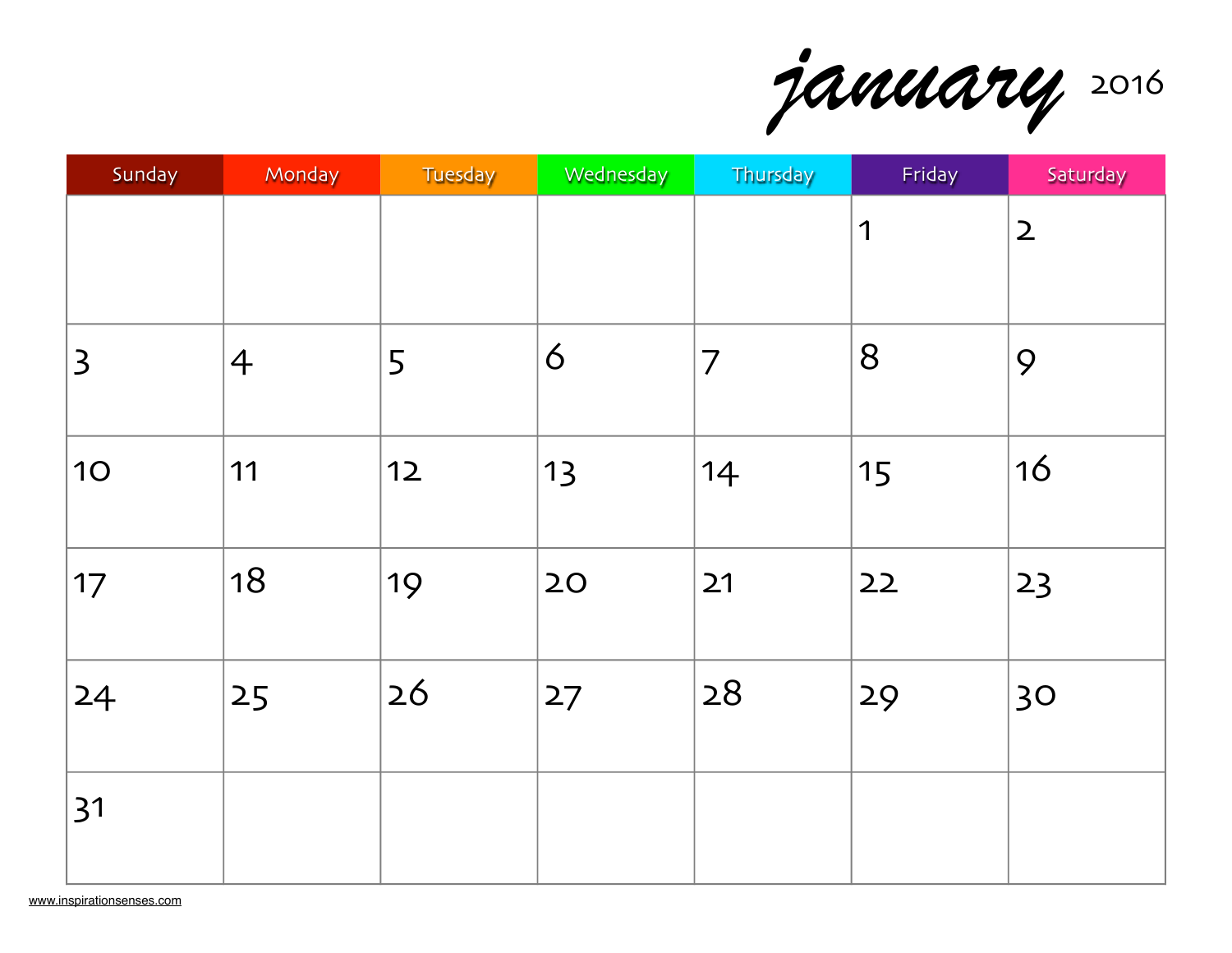# january 2016

| Sunday | Monday | Tuesday | Wednesday | Thursday | Friday | Saturday |
|---|---|---|---|---|---|---|
| | | | | | 1 | 2 |
| 3 | 4 | 5 | 6 | 7 | 8 | 9 |
| 10 | 11 | 12 | 13 | 14 | 15 | 16 |
| 17 | 18 | 19 | 20 | 21 | 22 | 23 |
| 24 | 25 | 26 | 27 | 28 | 29 | 30 |
| 31 | | | | | | |

www.inspirationsenses.com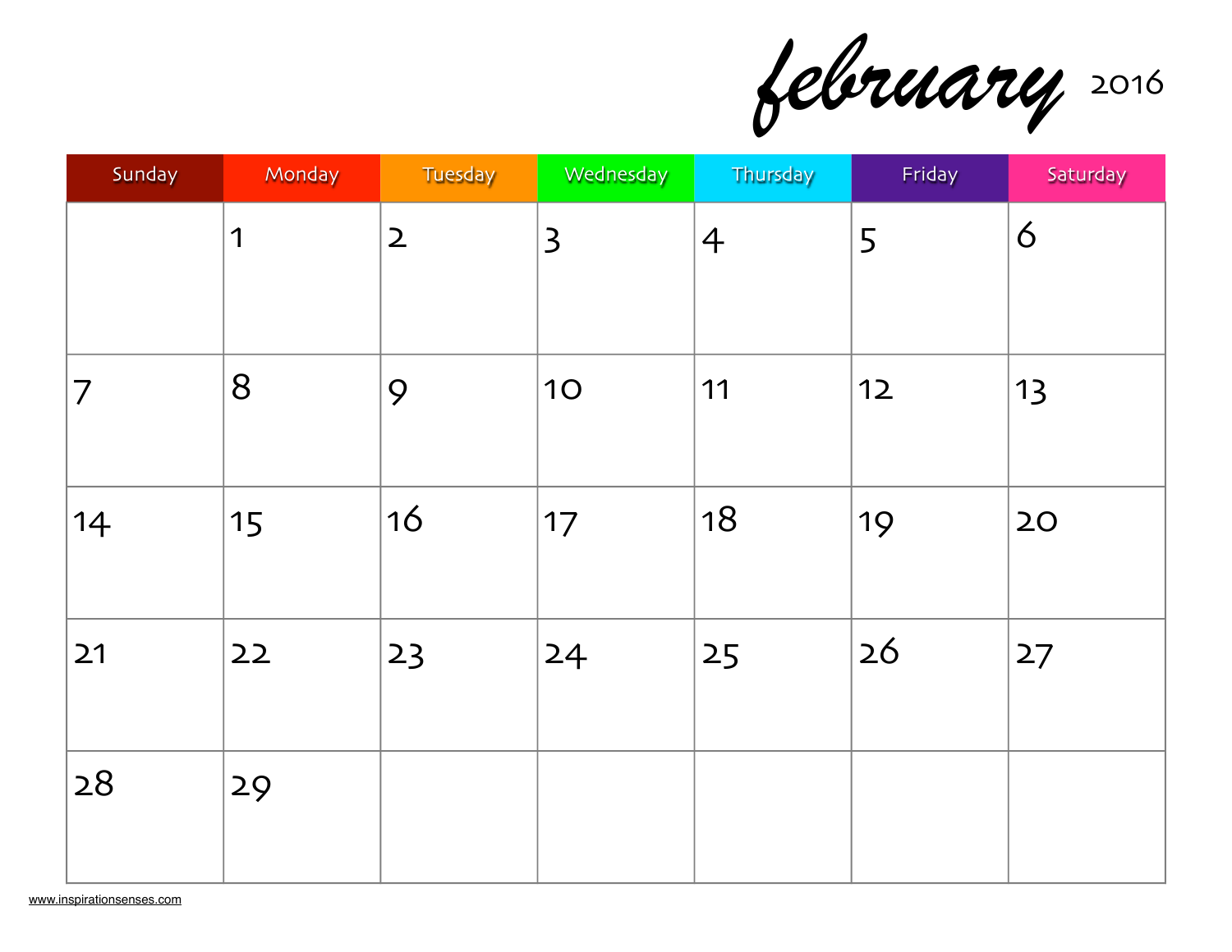# february 2016

| Sunday | Monday | Tuesday | Wednesday | Thursday | Friday | Saturday |
| --- | --- | --- | --- | --- | --- | --- |
| | 1 | 2 | 3 | 4 | 5 | 6 |
| 7 | 8 | 9 | 10 | 11 | 12 | 13 |
| 14 | 15 | 16 | 17 | 18 | 19 | 20 |
| 21 | 22 | 23 | 24 | 25 | 26 | 27 |
| 28 | 29 | | | | | |

www.inspirationsenses.com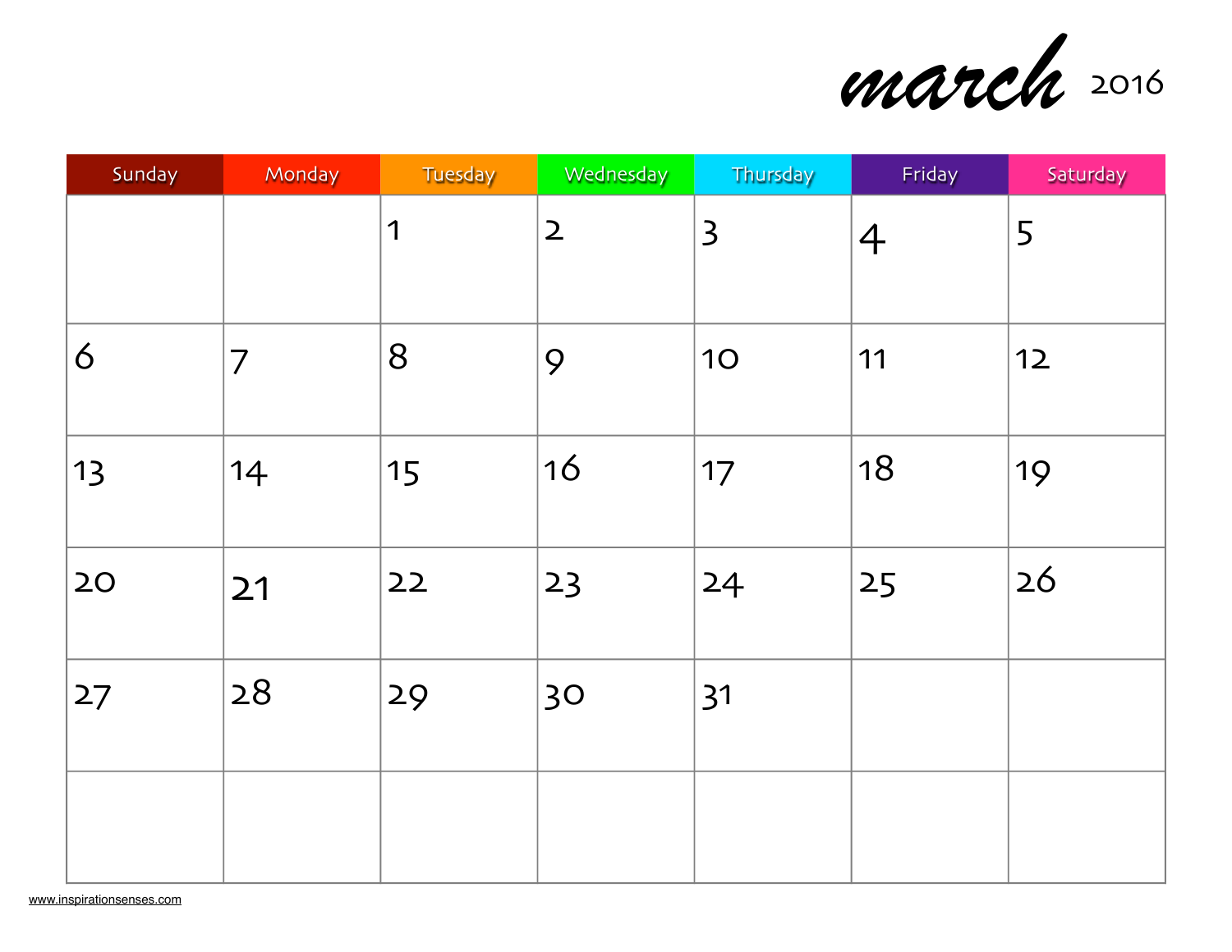# march 2016

| Sunday | Monday | Tuesday | Wednesday | Thursday | Friday | Saturday |
| --- | --- | --- | --- | --- | --- | --- |
| | | 1 | 2 | 3 | 4 | 5 |
| 6 | 7 | 8 | 9 | 10 | 11 | 12 |
| 13 | 14 | 15 | 16 | 17 | 18 | 19 |
| 20 | 21 | 22 | 23 | 24 | 25 | 26 |
| 27 | 28 | 29 | 30 | 31 | | |
| | | | | | | |

www.inspirationsenses.com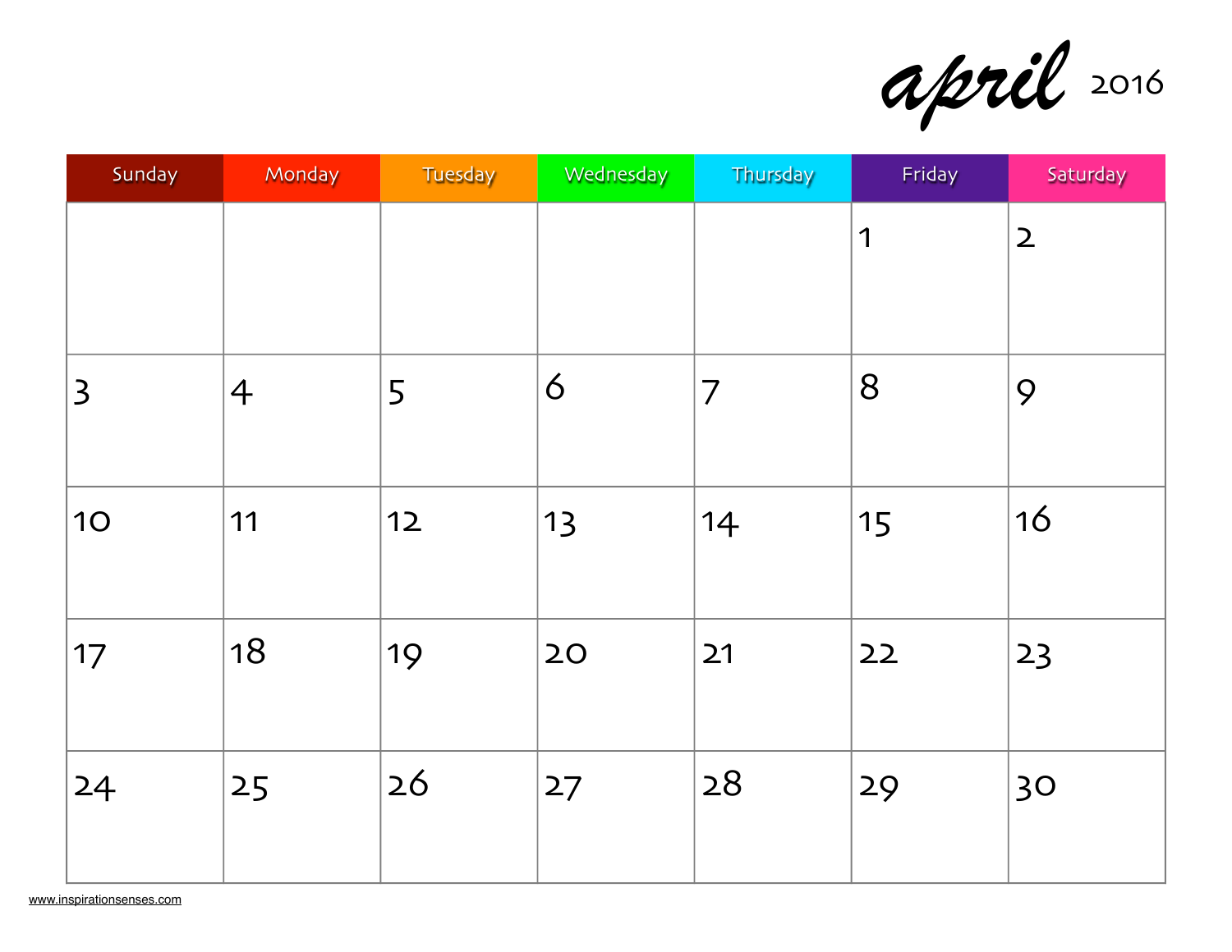# april 2016

| Sunday | Monday | Tuesday | Wednesday | Thursday | Friday | Saturday |
|---|---|---|---|---|---|---|
| | | | | | 1 | 2 |
| 3 | 4 | 5 | 6 | 7 | 8 | 9 |
| 10 | 11 | 12 | 13 | 14 | 15 | 16 |
| 17 | 18 | 19 | 20 | 21 | 22 | 23 |
| 24 | 25 | 26 | 27 | 28 | 29 | 30 |

www.inspirationsenses.com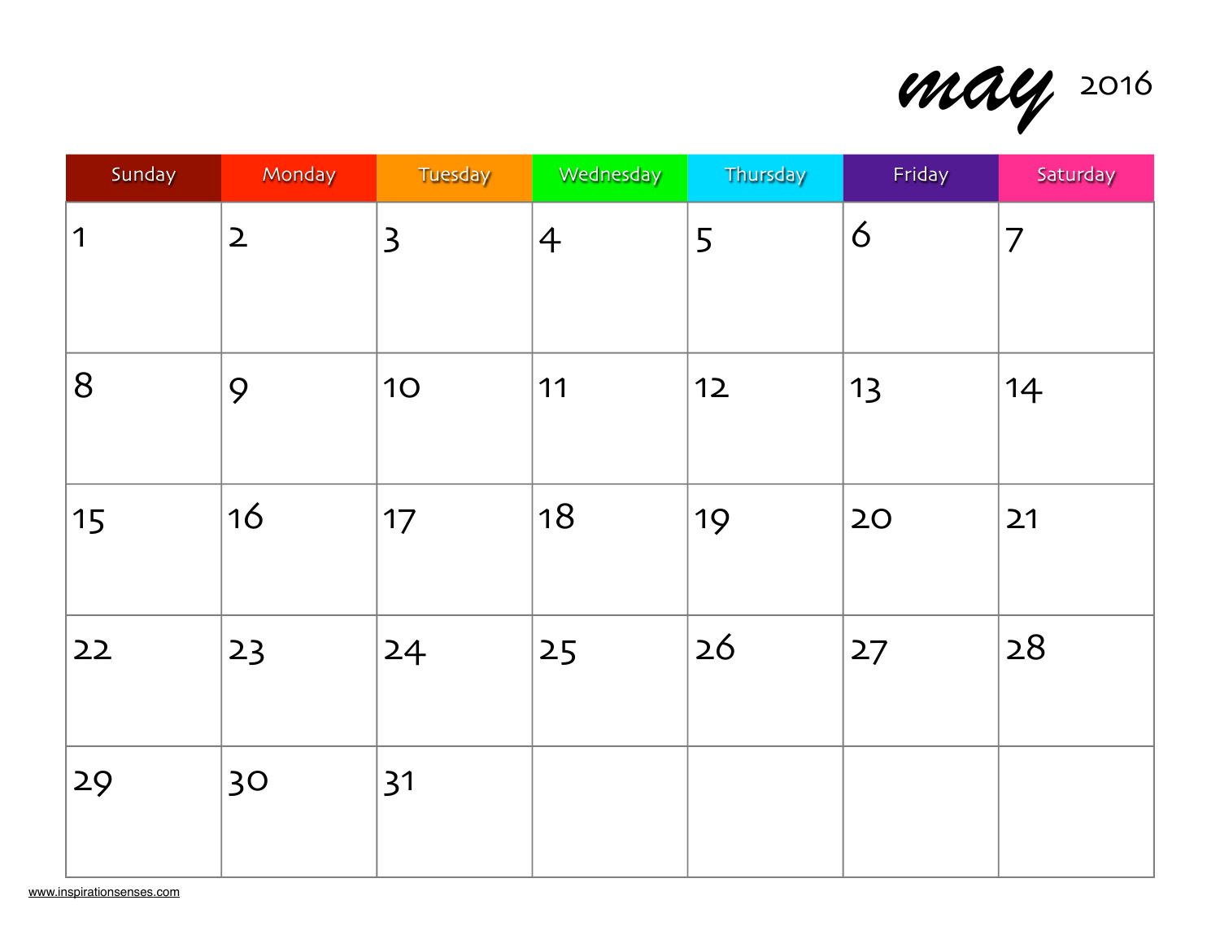# may 2016

| Sunday | Monday | Tuesday | Wednesday | Thursday | Friday | Saturday |
|---|---|---|---|---|---|---|
| 1 | 2 | 3 | 4 | 5 | 6 | 7 |
| 8 | 9 | 10 | 11 | 12 | 13 | 14 |
| 15 | 16 | 17 | 18 | 19 | 20 | 21 |
| 22 | 23 | 24 | 25 | 26 | 27 | 28 |
| 29 | 30 | 31 | | | | |

www.inspirationsenses.com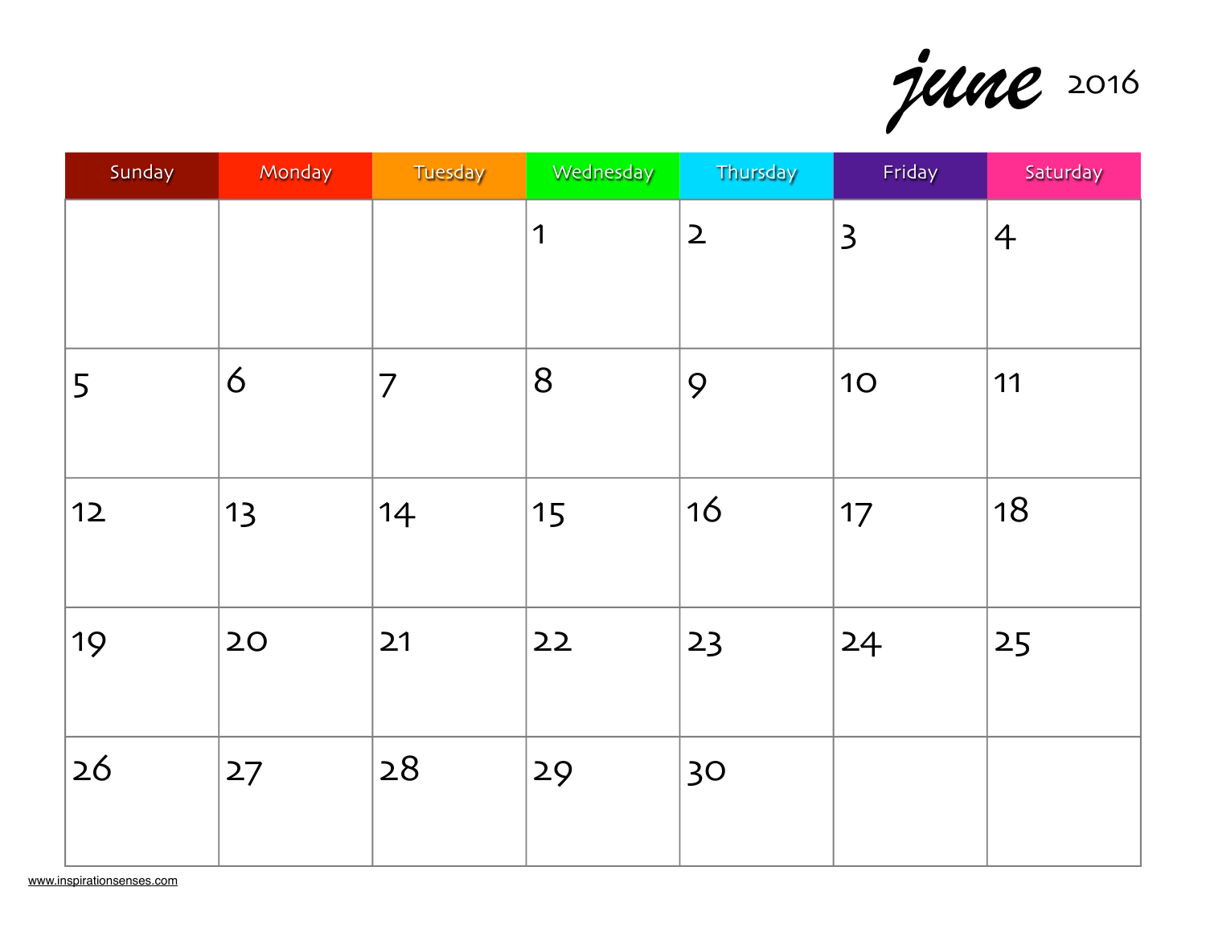# june 2016

| Sunday | Monday | Tuesday | Wednesday | Thursday | Friday | Saturday |
|---|---|---|---|---|---|---|
| | | | 1 | 2 | 3 | 4 |
| 5 | 6 | 7 | 8 | 9 | 10 | 11 |
| 12 | 13 | 14 | 15 | 16 | 17 | 18 |
| 19 | 20 | 21 | 22 | 23 | 24 | 25 |
| 26 | 27 | 28 | 29 | 30 | | |

www.inspirationsenses.com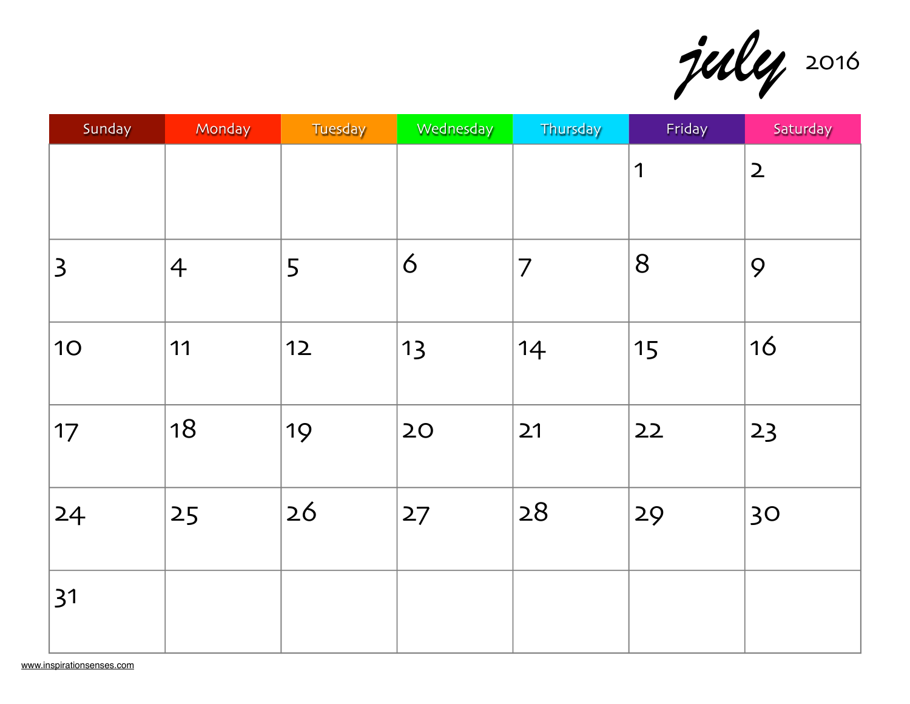# july 2016

| Sunday | Monday | Tuesday | Wednesday | Thursday | Friday | Saturday |
|---|---|---|---|---|---|---|
| | | | | | 1 | 2 |
| 3 | 4 | 5 | 6 | 7 | 8 | 9 |
| 10 | 11 | 12 | 13 | 14 | 15 | 16 |
| 17 | 18 | 19 | 20 | 21 | 22 | 23 |
| 24 | 25 | 26 | 27 | 28 | 29 | 30 |
| 31 | | | | | | |

www.inspirationsenses.com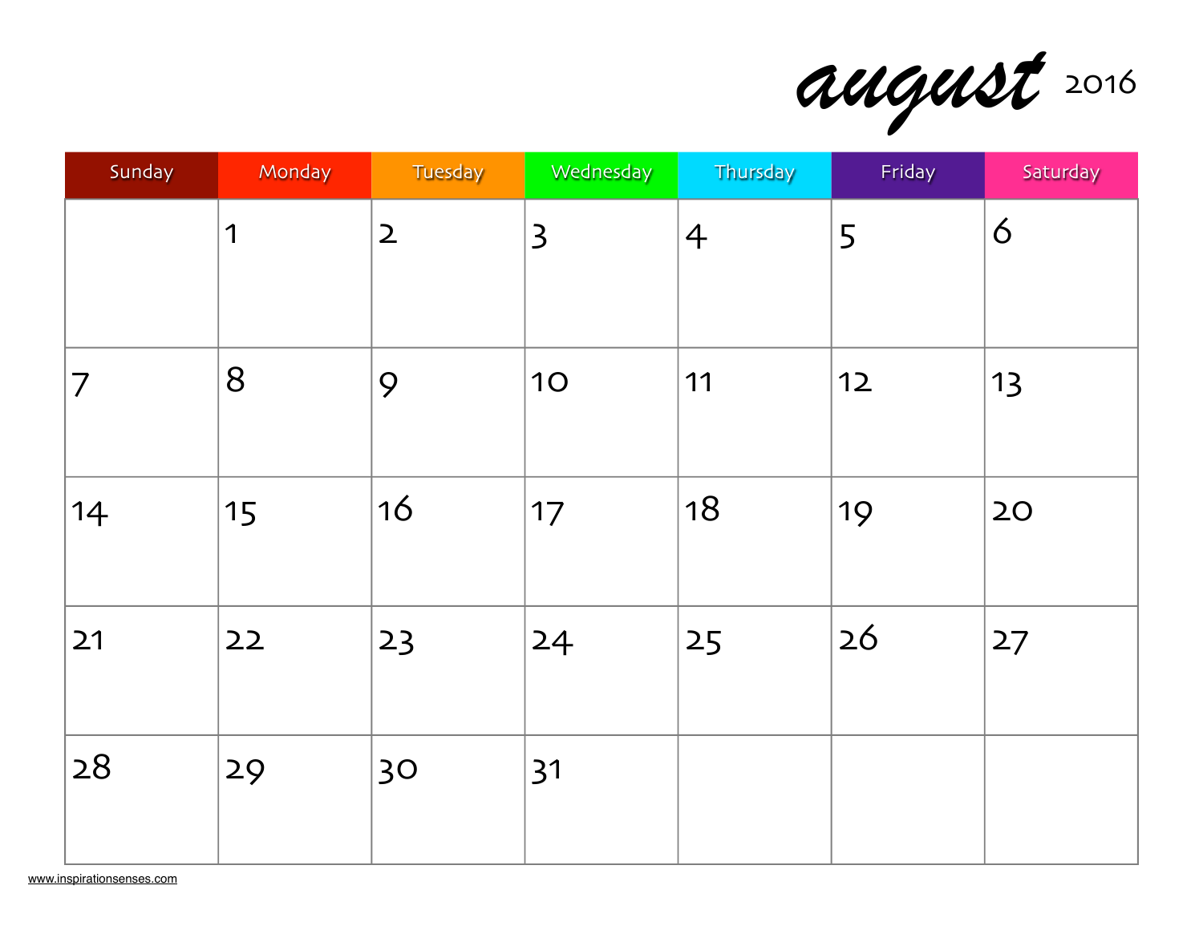# august 2016

| Sunday | Monday | Tuesday | Wednesday | Thursday | Friday | Saturday |
|---|---|---|---|---|---|---|
| | 1 | 2 | 3 | 4 | 5 | 6 |
| 7 | 8 | 9 | 10 | 11 | 12 | 13 |
| 14 | 15 | 16 | 17 | 18 | 19 | 20 |
| 21 | 22 | 23 | 24 | 25 | 26 | 27 |
| 28 | 29 | 30 | 31 | | | |

www.inspirationsenses.com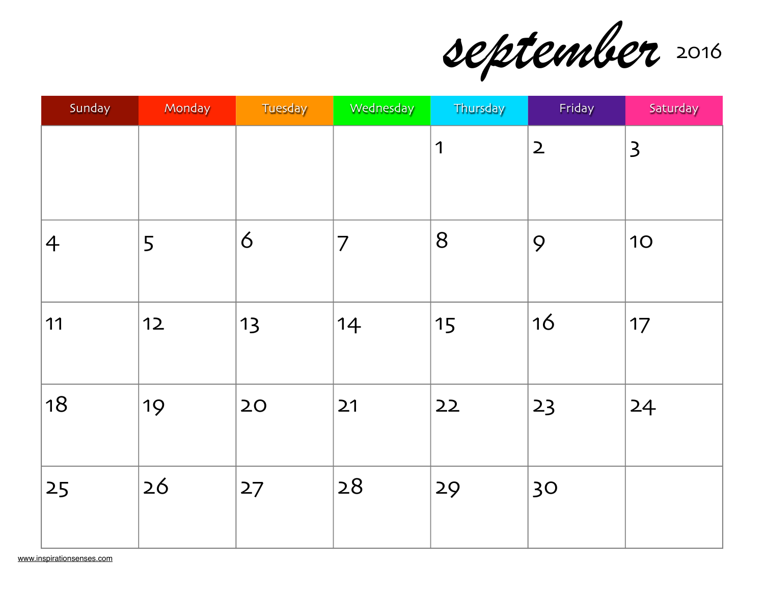# september 2016

| Sunday | Monday | Tuesday | Wednesday | Thursday | Friday | Saturday |
|---|---|---|---|---|---|---|
| | | | | 1 | 2 | 3 |
| 4 | 5 | 6 | 7 | 8 | 9 | 10 |
| 11 | 12 | 13 | 14 | 15 | 16 | 17 |
| 18 | 19 | 20 | 21 | 22 | 23 | 24 |
| 25 | 26 | 27 | 28 | 29 | 30 | |

www.inspirationsenses.com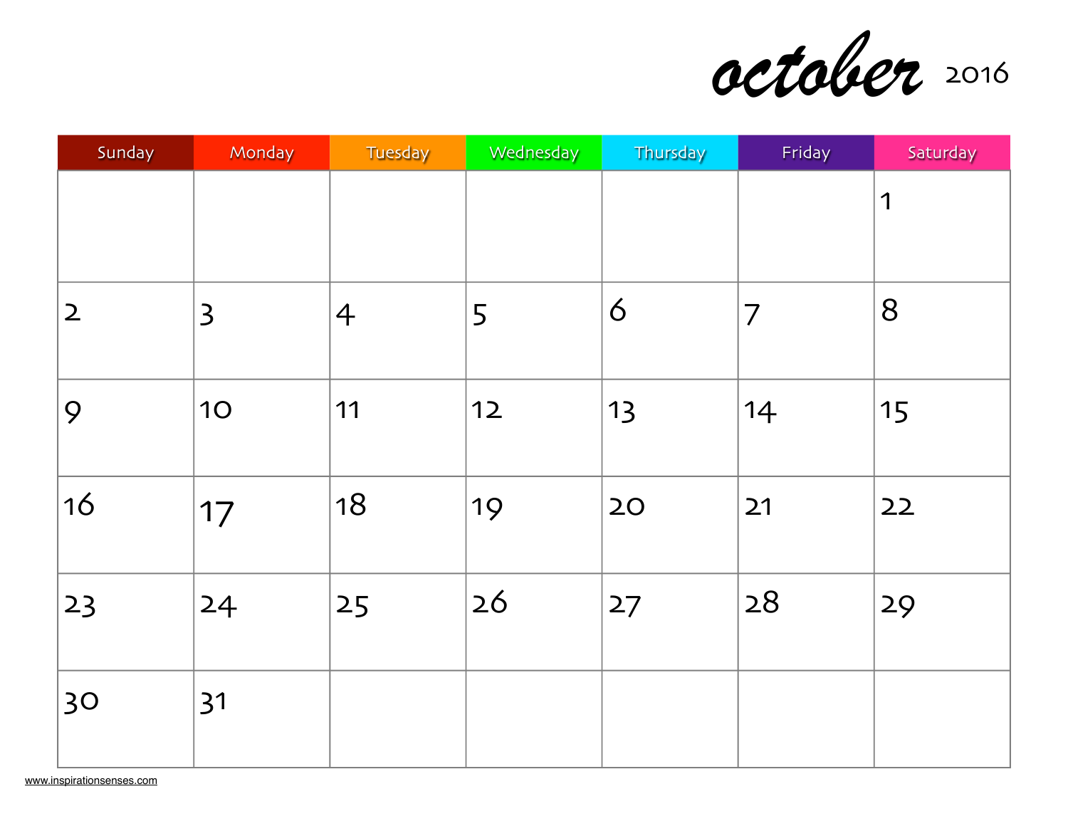# october 2016

| Sunday | Monday | Tuesday | Wednesday | Thursday | Friday | Saturday |
|---|---|---|---|---|---|---|
| | | | | | | 1 |
| 2 | 3 | 4 | 5 | 6 | 7 | 8 |
| 9 | 10 | 11 | 12 | 13 | 14 | 15 |
| 16 | 17 | 18 | 19 | 20 | 21 | 22 |
| 23 | 24 | 25 | 26 | 27 | 28 | 29 |
| 30 | 31 | | | | | |

www.inspirationsenses.com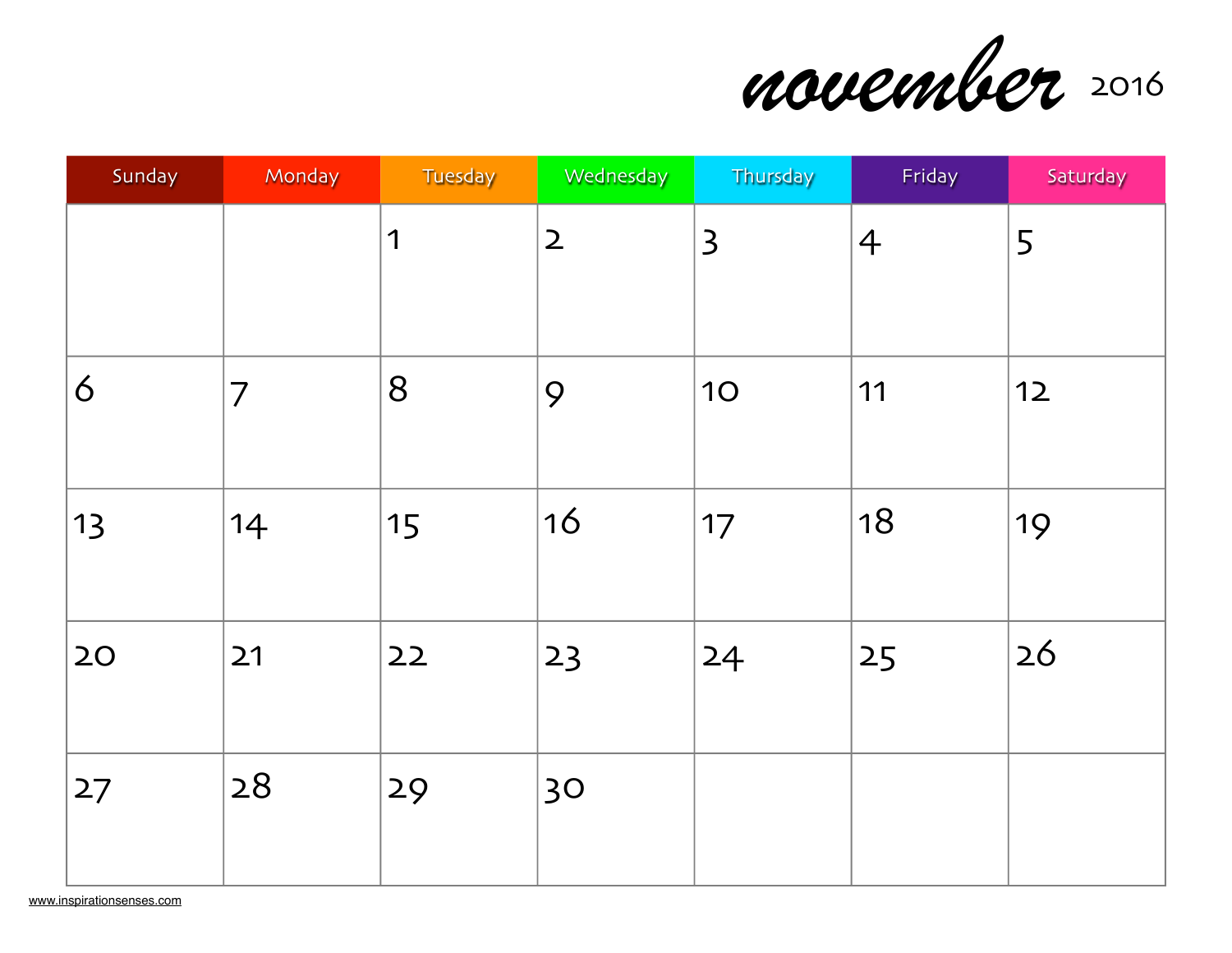# november 2016

| Sunday | Monday | Tuesday | Wednesday | Thursday | Friday | Saturday |
|---|---|---|---|---|---|---|
| | | 1 | 2 | 3 | 4 | 5 |
| 6 | 7 | 8 | 9 | 10 | 11 | 12 |
| 13 | 14 | 15 | 16 | 17 | 18 | 19 |
| 20 | 21 | 22 | 23 | 24 | 25 | 26 |
| 27 | 28 | 29 | 30 | | | |

www.inspirationsenses.com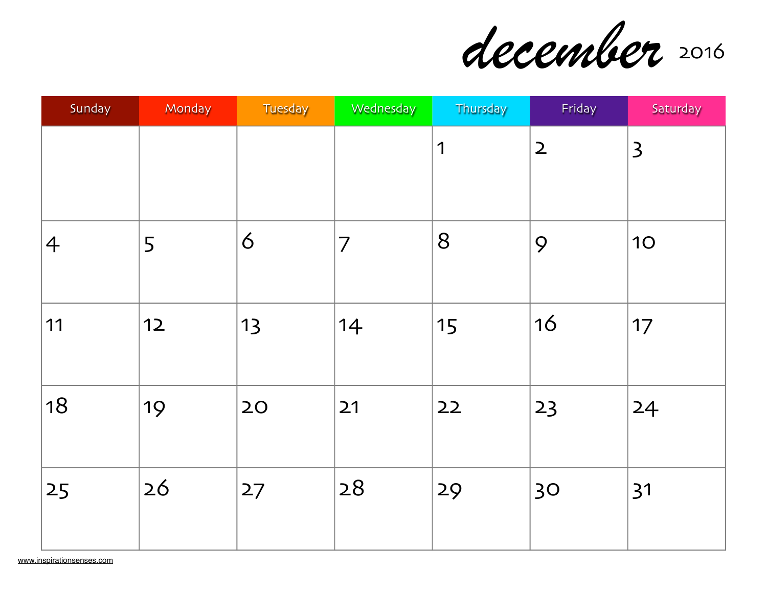# december 2016

| Sunday | Monday | Tuesday | Wednesday | Thursday | Friday | Saturday |
|---|---|---|---|---|---|---|
| | | | | 1 | 2 | 3 |
| 4 | 5 | 6 | 7 | 8 | 9 | 10 |
| 11 | 12 | 13 | 14 | 15 | 16 | 17 |
| 18 | 19 | 20 | 21 | 22 | 23 | 24 |
| 25 | 26 | 27 | 28 | 29 | 30 | 31 |

www.inspirationsenses.com